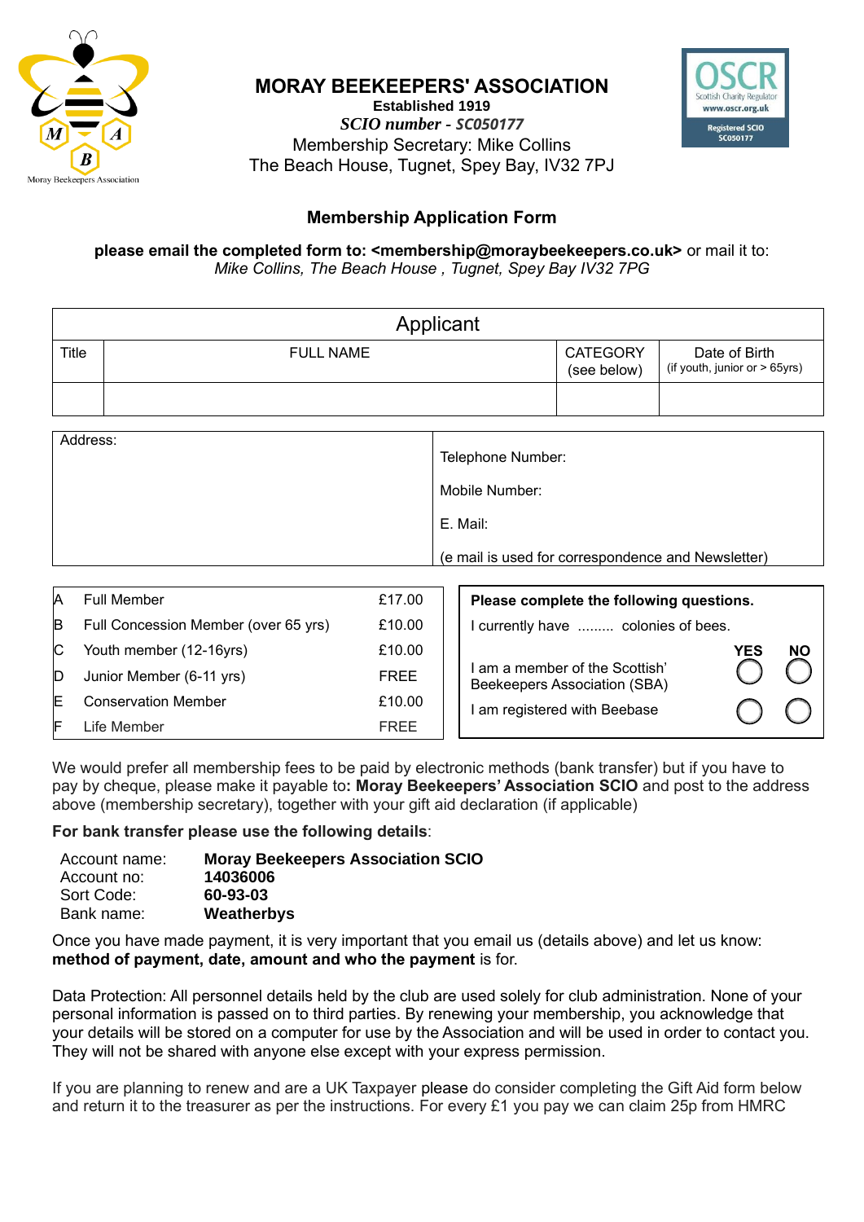# MORAY BEEKEEPERS' ASSOCIATION

**Established 1919**

***SCIO number - SC050177***

Membership Secretary: Mike Collins
The Beach House, Tugnet, Spey Bay, IV32 7PJ

## Membership Application Form

**please email the completed form to: <membership@moraybeekeepers.co.uk>** or mail it to:
*Mike Collins, The Beach House , Tugnet, Spey Bay IV32 7PG*

| Applicant | | | |
|---|---|---|---|
| Title | FULL NAME | CATEGORY (see below) | Date of Birth (if youth, junior or > 65yrs) |
| | | | |

| Address: | Telephone Number: |
|---|---|
| | Mobile Number: |
| | E. Mail: |
| | (e mail is used for correspondence and Newsletter) |

| | | |
|---|---|---|
| A | Full Member | £17.00 |
| B | Full Concession Member (over 65 yrs) | £10.00 |
| C | Youth member (12-16yrs) | £10.00 |
| D | Junior Member (6-11 yrs) | FREE |
| E | Conservation Member | £10.00 |
| F | Life Member | FREE |

**Please complete the following questions.**

I currently have ......... colonies of bees.

| | YES | NO |
|---|---|---|
| I am a member of the Scottish' Beekeepers Association (SBA) | ◯ | ◯ |
| I am registered with Beebase | ◯ | ◯ |

We would prefer all membership fees to be paid by electronic methods (bank transfer) but if you have to pay by cheque, please make it payable to**: Moray Beekeepers' Association SCIO** and post to the address above (membership secretary), together with your gift aid declaration (if applicable)

**For bank transfer please use the following details**:

| | |
|---|---|
| Account name: | **Moray Beekeepers Association SCIO** |
| Account no: | **14036006** |
| Sort Code: | **60-93-03** |
| Bank name: | **Weatherbys** |

Once you have made payment, it is very important that you email us (details above) and let us know: **method of payment, date, amount and who the payment** is for.

Data Protection: All personnel details held by the club are used solely for club administration. None of your personal information is passed on to third parties. By renewing your membership, you acknowledge that your details will be stored on a computer for use by the Association and will be used in order to contact you. They will not be shared with anyone else except with your express permission.

If you are planning to renew and are a UK Taxpayer please do consider completing the Gift Aid form below and return it to the treasurer as per the instructions. For every £1 you pay we can claim 25p from HMRC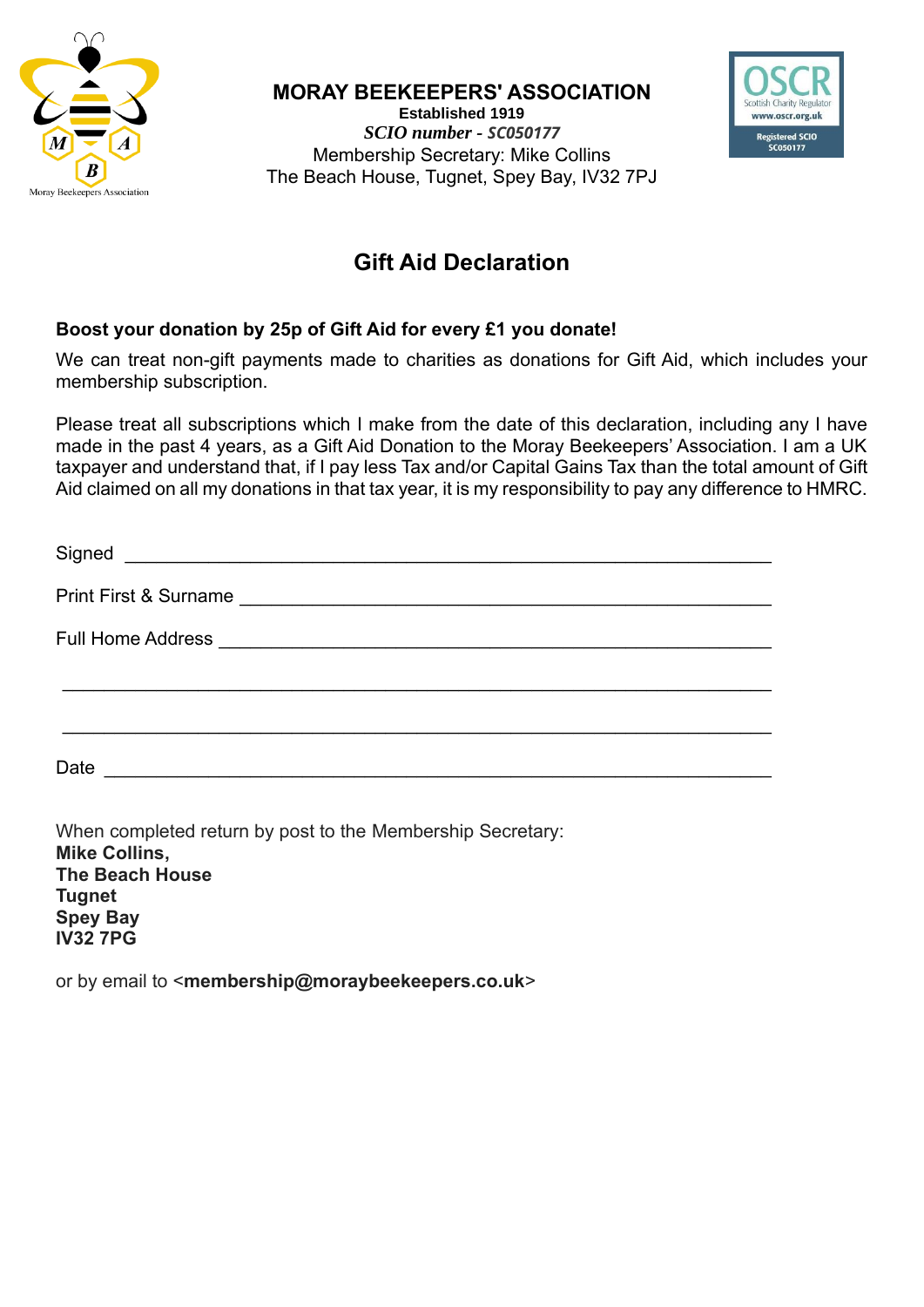**MORAY BEEKEEPERS' ASSOCIATION**
**Established 1919**
***SCIO number - SC050177***
Membership Secretary: Mike Collins
The Beach House, Tugnet, Spey Bay, IV32 7PJ

## Gift Aid Declaration

**Boost your donation by 25p of Gift Aid for every £1 you donate!**

We can treat non-gift payments made to charities as donations for Gift Aid, which includes your membership subscription.

Please treat all subscriptions which I make from the date of this declaration, including any I have made in the past 4 years, as a Gift Aid Donation to the Moray Beekeepers' Association. I am a UK taxpayer and understand that, if I pay less Tax and/or Capital Gains Tax than the total amount of Gift Aid claimed on all my donations in that tax year, it is my responsibility to pay any difference to HMRC.

Signed ___________________________________________________________

Print First & Surname ______________________________________________

Full Home Address _________________________________________________

__________________________________________________________________

__________________________________________________________________

Date _____________________________________________________________

When completed return by post to the Membership Secretary:
**Mike Collins,**
**The Beach House**
**Tugnet**
**Spey Bay**
**IV32 7PG**

or by email to <**membership@moraybeekeepers.co.uk**>